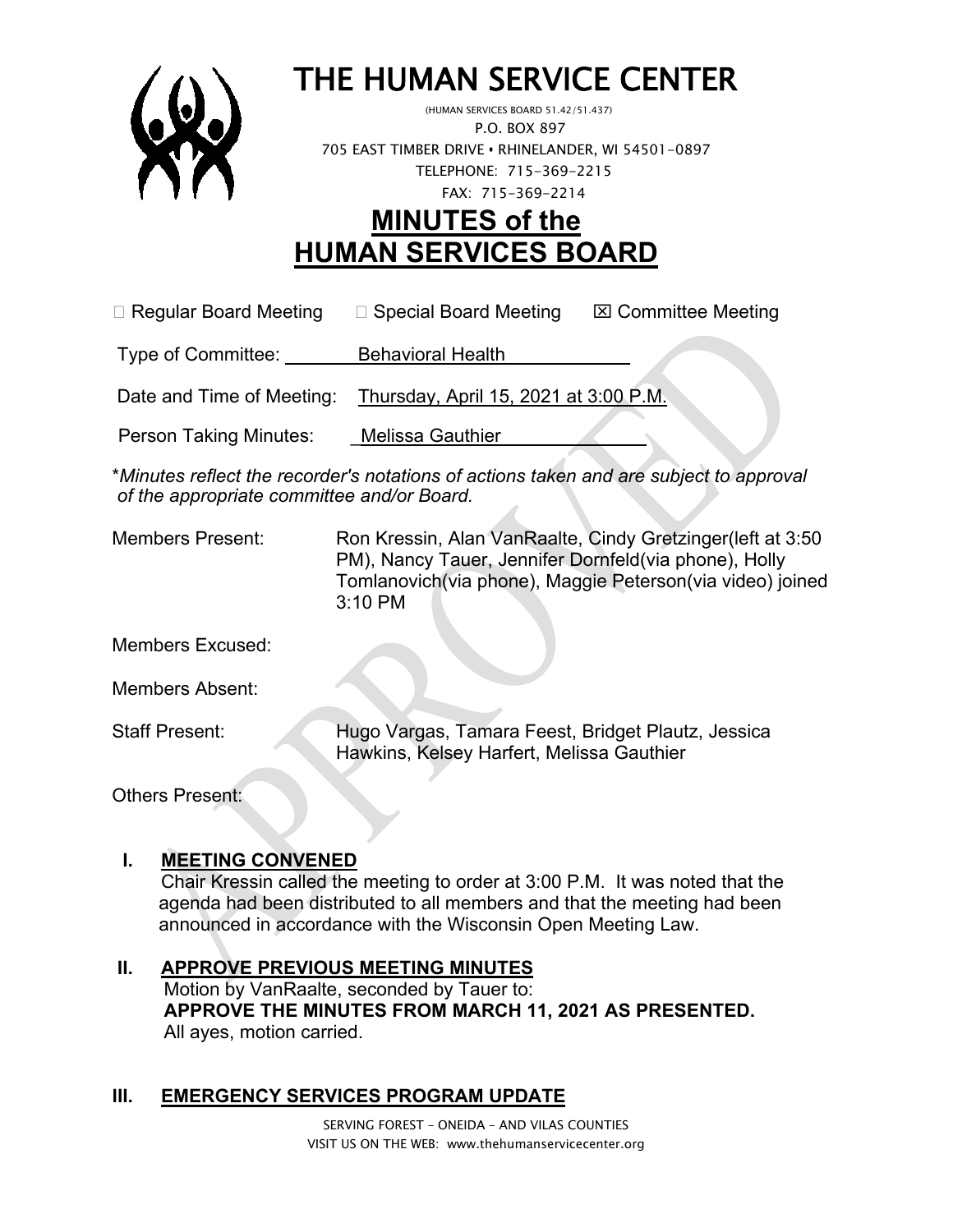# THE HUMAN SERVICE CENTER

(HUMAN SERVICES BOARD 51.42/51.437)
P.O. BOX 897
705 EAST TIMBER DRIVE • RHINELANDER, WI 54501-0897
TELEPHONE: 715-369-2215
FAX: 715-369-2214

# MINUTES of the HUMAN SERVICES BOARD

☐ Regular Board Meeting ☐ Special Board Meeting ☒ Committee Meeting

Type of Committee: Behavioral Health

Date and Time of Meeting: Thursday, April 15, 2021 at 3:00 P.M.

Person Taking Minutes: Melissa Gauthier

\**Minutes reflect the recorder's notations of actions taken and are subject to approval of the appropriate committee and/or Board.*

Members Present: Ron Kressin, Alan VanRaalte, Cindy Gretzinger(left at 3:50 PM), Nancy Tauer, Jennifer Dornfeld(via phone), Holly Tomlanovich(via phone), Maggie Peterson(via video) joined 3:10 PM

Members Excused:

Members Absent:

Staff Present: Hugo Vargas, Tamara Feest, Bridget Plautz, Jessica Hawkins, Kelsey Harfert, Melissa Gauthier

Others Present:

## I. MEETING CONVENED

Chair Kressin called the meeting to order at 3:00 P.M. It was noted that the agenda had been distributed to all members and that the meeting had been announced in accordance with the Wisconsin Open Meeting Law.

## II. APPROVE PREVIOUS MEETING MINUTES

Motion by VanRaalte, seconded by Tauer to:
**APPROVE THE MINUTES FROM MARCH 11, 2021 AS PRESENTED.**
All ayes, motion carried.

## III. EMERGENCY SERVICES PROGRAM UPDATE

SERVING FOREST – ONEIDA – AND VILAS COUNTIES
VISIT US ON THE WEB: www.thehumanservicecenter.org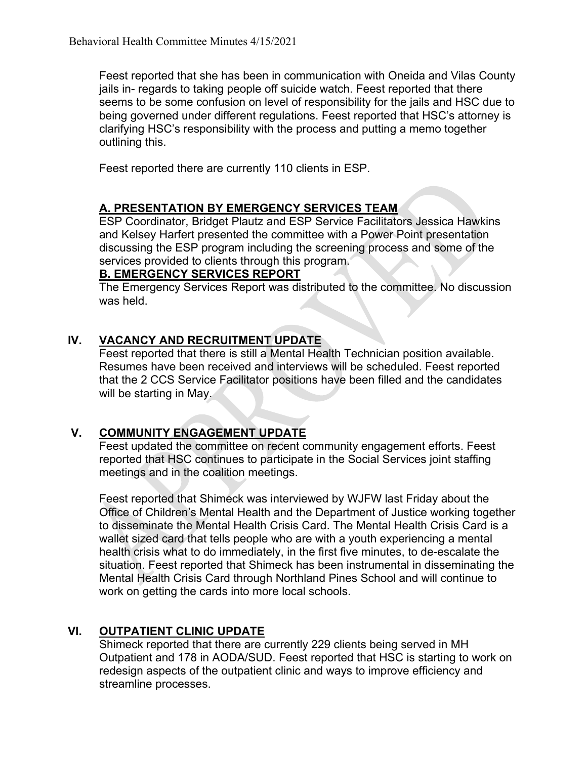Feest reported that she has been in communication with Oneida and Vilas County jails in- regards to taking people off suicide watch. Feest reported that there seems to be some confusion on level of responsibility for the jails and HSC due to being governed under different regulations. Feest reported that HSC's attorney is clarifying HSC's responsibility with the process and putting a memo together outlining this.

Feest reported there are currently 110 clients in ESP.

**A. PRESENTATION BY EMERGENCY SERVICES TEAM**

ESP Coordinator, Bridget Plautz and ESP Service Facilitators Jessica Hawkins and Kelsey Harfert presented the committee with a Power Point presentation discussing the ESP program including the screening process and some of the services provided to clients through this program.

**B. EMERGENCY SERVICES REPORT**

The Emergency Services Report was distributed to the committee. No discussion was held.

## IV. VACANCY AND RECRUITMENT UPDATE

Feest reported that there is still a Mental Health Technician position available. Resumes have been received and interviews will be scheduled. Feest reported that the 2 CCS Service Facilitator positions have been filled and the candidates will be starting in May.

## V. COMMUNITY ENGAGEMENT UPDATE

Feest updated the committee on recent community engagement efforts. Feest reported that HSC continues to participate in the Social Services joint staffing meetings and in the coalition meetings.

Feest reported that Shimeck was interviewed by WJFW last Friday about the Office of Children's Mental Health and the Department of Justice working together to disseminate the Mental Health Crisis Card. The Mental Health Crisis Card is a wallet sized card that tells people who are with a youth experiencing a mental health crisis what to do immediately, in the first five minutes, to de-escalate the situation. Feest reported that Shimeck has been instrumental in disseminating the Mental Health Crisis Card through Northland Pines School and will continue to work on getting the cards into more local schools.

## VI. OUTPATIENT CLINIC UPDATE

Shimeck reported that there are currently 229 clients being served in MH Outpatient and 178 in AODA/SUD. Feest reported that HSC is starting to work on redesign aspects of the outpatient clinic and ways to improve efficiency and streamline processes.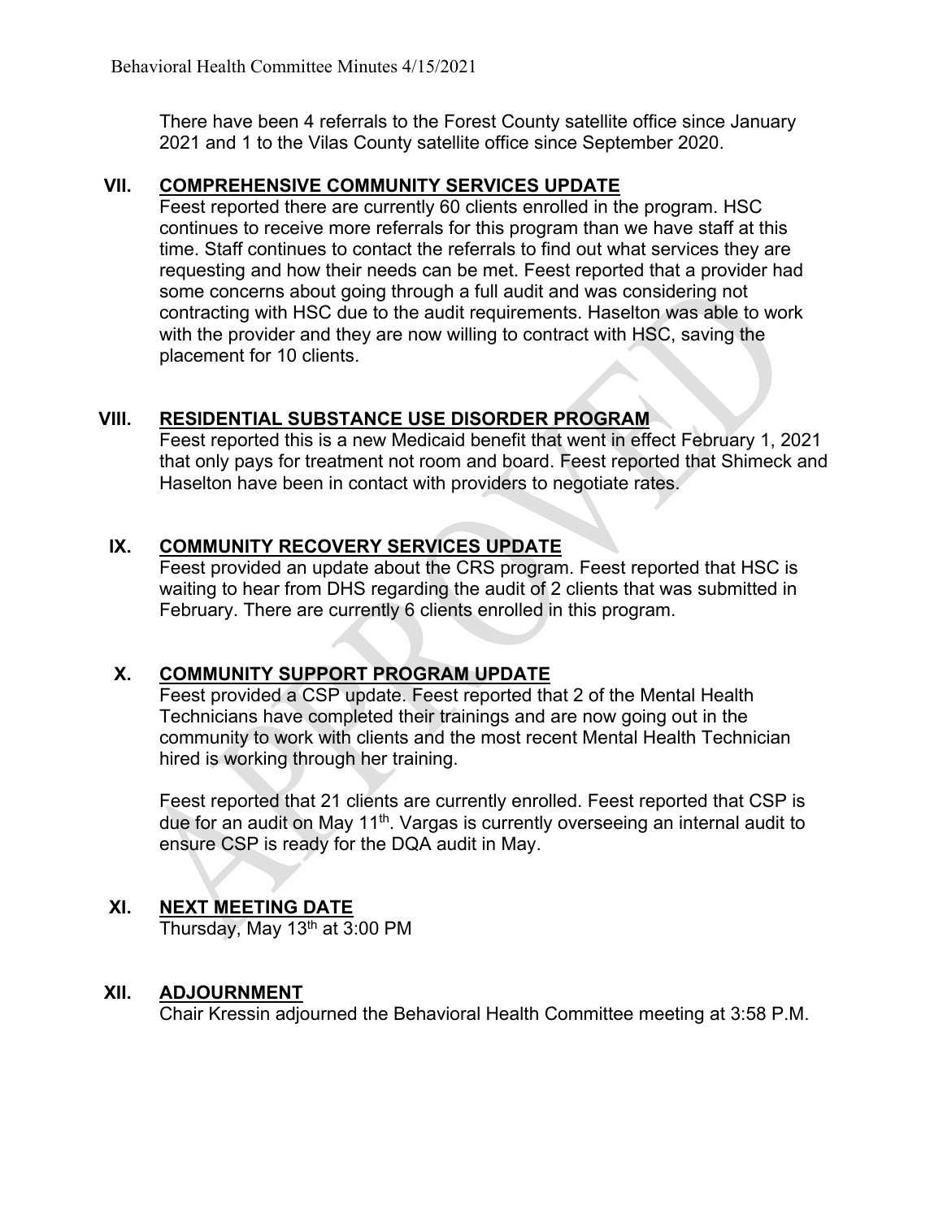There have been 4 referrals to the Forest County satellite office since January 2021 and 1 to the Vilas County satellite office since September 2020.

## VII. COMPREHENSIVE COMMUNITY SERVICES UPDATE

Feest reported there are currently 60 clients enrolled in the program. HSC continues to receive more referrals for this program than we have staff at this time. Staff continues to contact the referrals to find out what services they are requesting and how their needs can be met. Feest reported that a provider had some concerns about going through a full audit and was considering not contracting with HSC due to the audit requirements. Haselton was able to work with the provider and they are now willing to contract with HSC, saving the placement for 10 clients.

## VIII. RESIDENTIAL SUBSTANCE USE DISORDER PROGRAM

Feest reported this is a new Medicaid benefit that went in effect February 1, 2021 that only pays for treatment not room and board. Feest reported that Shimeck and Haselton have been in contact with providers to negotiate rates.

## IX. COMMUNITY RECOVERY SERVICES UPDATE

Feest provided an update about the CRS program. Feest reported that HSC is waiting to hear from DHS regarding the audit of 2 clients that was submitted in February. There are currently 6 clients enrolled in this program.

## X. COMMUNITY SUPPORT PROGRAM UPDATE

Feest provided a CSP update. Feest reported that 2 of the Mental Health Technicians have completed their trainings and are now going out in the community to work with clients and the most recent Mental Health Technician hired is working through her training.

Feest reported that 21 clients are currently enrolled. Feest reported that CSP is due for an audit on May 11th. Vargas is currently overseeing an internal audit to ensure CSP is ready for the DQA audit in May.

## XI. NEXT MEETING DATE

Thursday, May 13th at 3:00 PM

## XII. ADJOURNMENT

Chair Kressin adjourned the Behavioral Health Committee meeting at 3:58 P.M.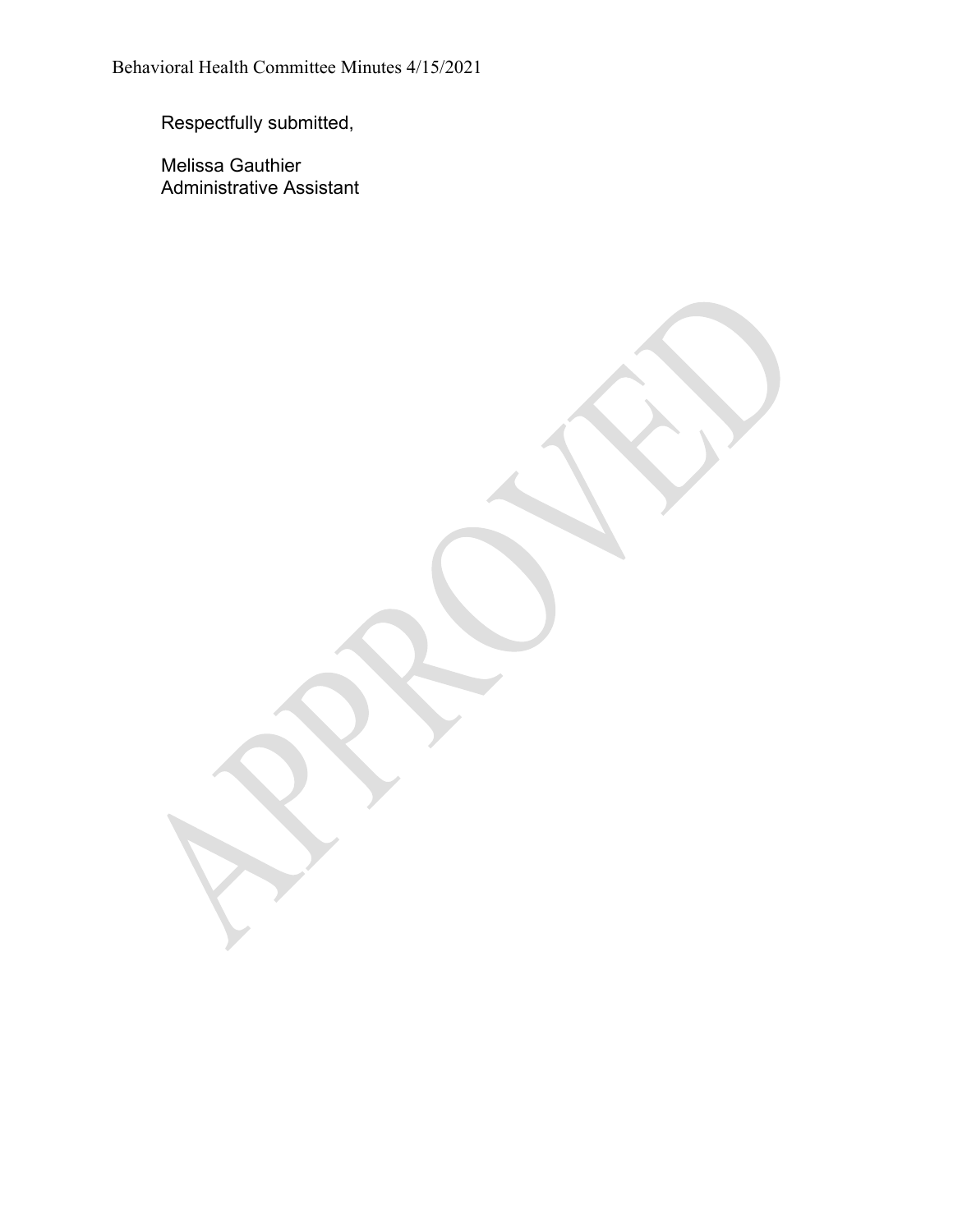Respectfully submitted,

Melissa Gauthier
Administrative Assistant